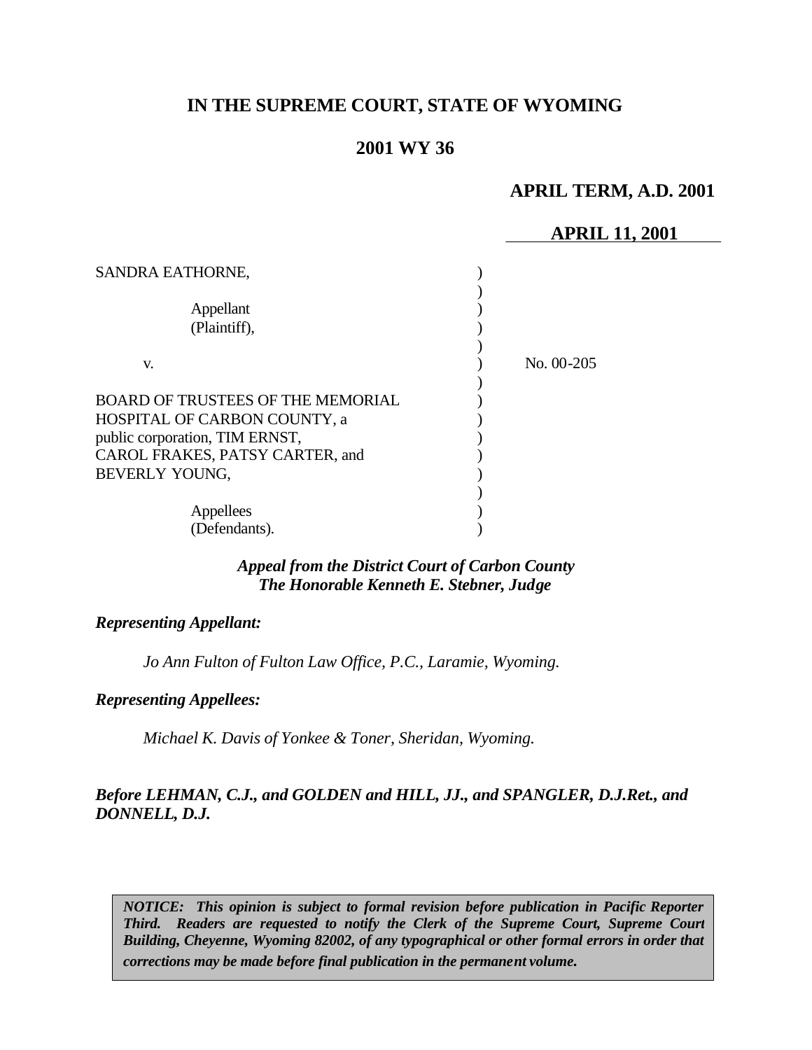# IN THE SUPREME COURT, STATE OF WYOMING

## 2001 WY 36

**APRIL TERM, A.D. 2001**

**APRIL 11, 2001**

SANDRA EATHORNE,

Appellant
(Plaintiff),

v.

BOARD OF TRUSTEES OF THE MEMORIAL HOSPITAL OF CARBON COUNTY, a public corporation, TIM ERNST, CAROL FRAKES, PATSY CARTER, and BEVERLY YOUNG,

Appellees
(Defendants).

No. 00-205

***Appeal from the District Court of Carbon County***
***The Honorable Kenneth E. Stebner, Judge***

***Representing Appellant:***

*Jo Ann Fulton of Fulton Law Office, P.C., Laramie, Wyoming.*

***Representing Appellees:***

*Michael K. Davis of Yonkee & Toner, Sheridan, Wyoming.*

***Before LEHMAN, C.J., and GOLDEN and HILL, JJ., and SPANGLER, D.J.Ret., and DONNELL, D.J.***

***NOTICE: This opinion is subject to formal revision before publication in Pacific Reporter Third. Readers are requested to notify the Clerk of the Supreme Court, Supreme Court Building, Cheyenne, Wyoming 82002, of any typographical or other formal errors in order that corrections may be made before final publication in the permanent volume.***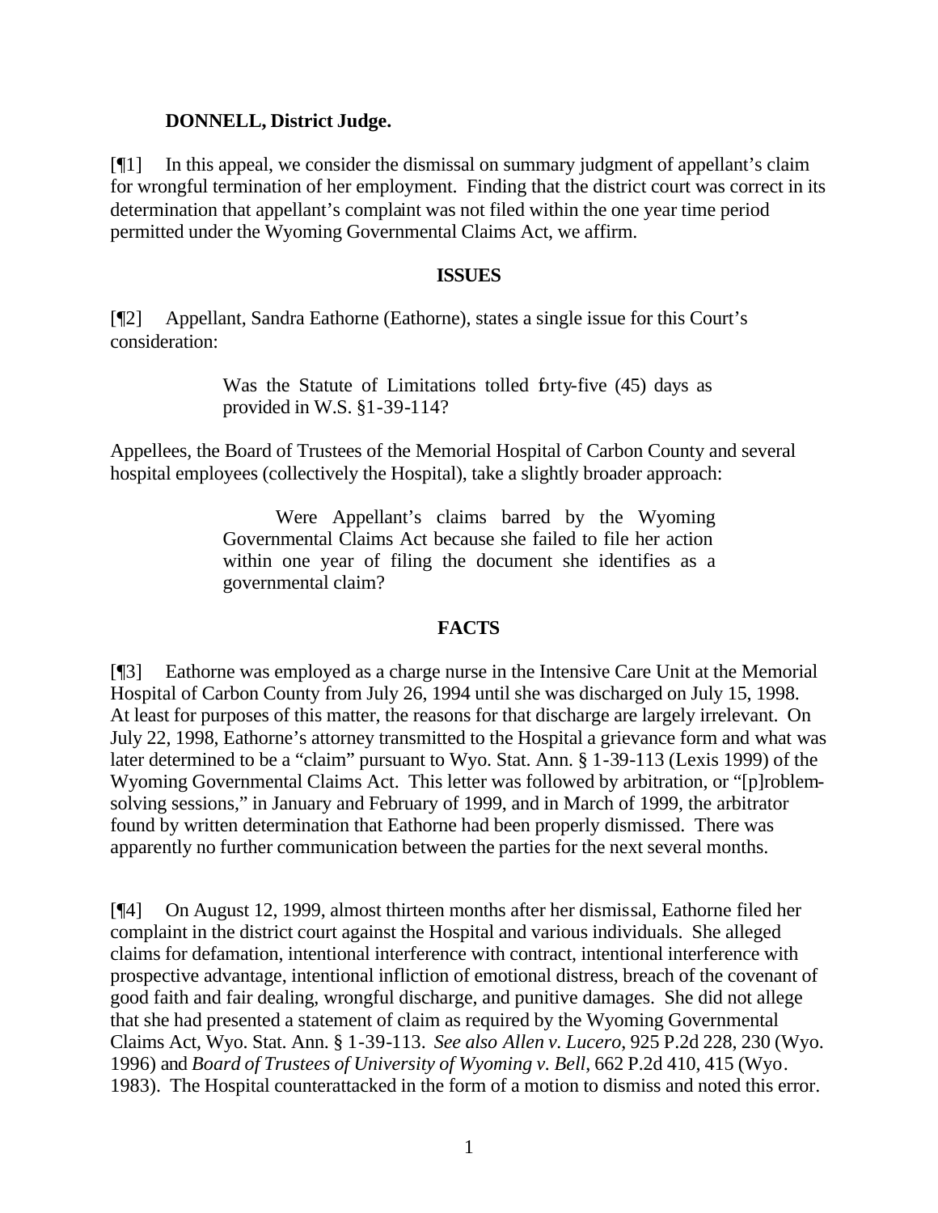**DONNELL, District Judge.**

[¶1] In this appeal, we consider the dismissal on summary judgment of appellant's claim for wrongful termination of her employment. Finding that the district court was correct in its determination that appellant's complaint was not filed within the one year time period permitted under the Wyoming Governmental Claims Act, we affirm.

**ISSUES**

[¶2] Appellant, Sandra Eathorne (Eathorne), states a single issue for this Court's consideration:

> Was the Statute of Limitations tolled forty-five (45) days as provided in W.S. §1-39-114?

Appellees, the Board of Trustees of the Memorial Hospital of Carbon County and several hospital employees (collectively the Hospital), take a slightly broader approach:

> Were Appellant's claims barred by the Wyoming Governmental Claims Act because she failed to file her action within one year of filing the document she identifies as a governmental claim?

**FACTS**

[¶3] Eathorne was employed as a charge nurse in the Intensive Care Unit at the Memorial Hospital of Carbon County from July 26, 1994 until she was discharged on July 15, 1998. At least for purposes of this matter, the reasons for that discharge are largely irrelevant. On July 22, 1998, Eathorne's attorney transmitted to the Hospital a grievance form and what was later determined to be a "claim" pursuant to Wyo. Stat. Ann. § 1-39-113 (Lexis 1999) of the Wyoming Governmental Claims Act. This letter was followed by arbitration, or "[p]roblem-solving sessions," in January and February of 1999, and in March of 1999, the arbitrator found by written determination that Eathorne had been properly dismissed. There was apparently no further communication between the parties for the next several months.

[¶4] On August 12, 1999, almost thirteen months after her dismissal, Eathorne filed her complaint in the district court against the Hospital and various individuals. She alleged claims for defamation, intentional interference with contract, intentional interference with prospective advantage, intentional infliction of emotional distress, breach of the covenant of good faith and fair dealing, wrongful discharge, and punitive damages. She did not allege that she had presented a statement of claim as required by the Wyoming Governmental Claims Act, Wyo. Stat. Ann. § 1-39-113. *See also Allen v. Lucero*, 925 P.2d 228, 230 (Wyo. 1996) and *Board of Trustees of University of Wyoming v. Bell*, 662 P.2d 410, 415 (Wyo. 1983). The Hospital counterattacked in the form of a motion to dismiss and noted this error.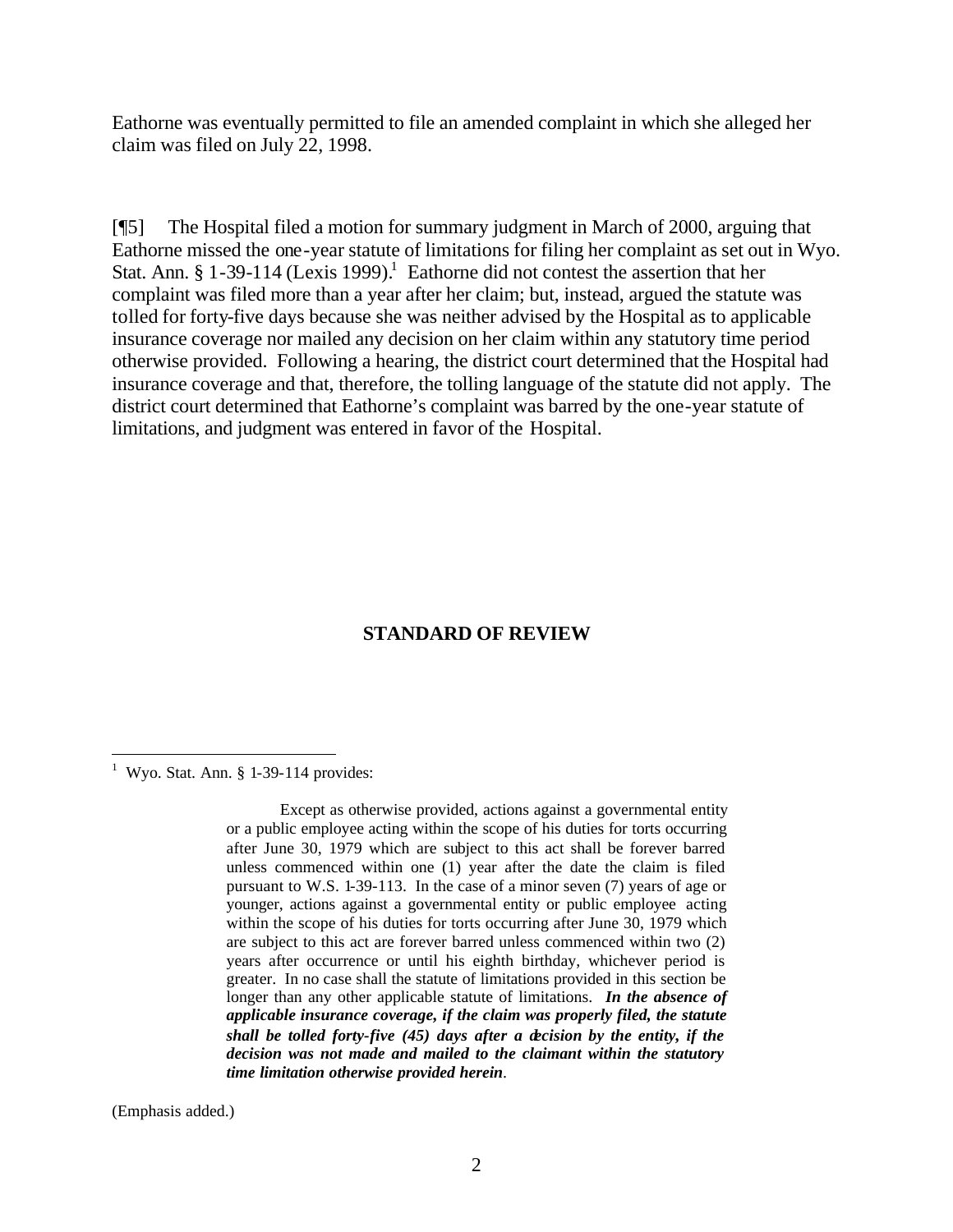Eathorne was eventually permitted to file an amended complaint in which she alleged her claim was filed on July 22, 1998.

[¶5] The Hospital filed a motion for summary judgment in March of 2000, arguing that Eathorne missed the one-year statute of limitations for filing her complaint as set out in Wyo. Stat. Ann. § 1-39-114 (Lexis 1999).[1] Eathorne did not contest the assertion that her complaint was filed more than a year after her claim; but, instead, argued the statute was tolled for forty-five days because she was neither advised by the Hospital as to applicable insurance coverage nor mailed any decision on her claim within any statutory time period otherwise provided. Following a hearing, the district court determined that the Hospital had insurance coverage and that, therefore, the tolling language of the statute did not apply. The district court determined that Eathorne's complaint was barred by the one-year statute of limitations, and judgment was entered in favor of the Hospital.

## STANDARD OF REVIEW

---

[1] Wyo. Stat. Ann. § 1-39-114 provides:

> Except as otherwise provided, actions against a governmental entity or a public employee acting within the scope of his duties for torts occurring after June 30, 1979 which are subject to this act shall be forever barred unless commenced within one (1) year after the date the claim is filed pursuant to W.S. 1-39-113. In the case of a minor seven (7) years of age or younger, actions against a governmental entity or public employee acting within the scope of his duties for torts occurring after June 30, 1979 which are subject to this act are forever barred unless commenced within two (2) years after occurrence or until his eighth birthday, whichever period is greater. In no case shall the statute of limitations provided in this section be longer than any other applicable statute of limitations. ***In the absence of applicable insurance coverage, if the claim was properly filed, the statute shall be tolled forty-five (45) days after a decision by the entity, if the decision was not made and mailed to the claimant within the statutory time limitation otherwise provided herein*.**

(Emphasis added.)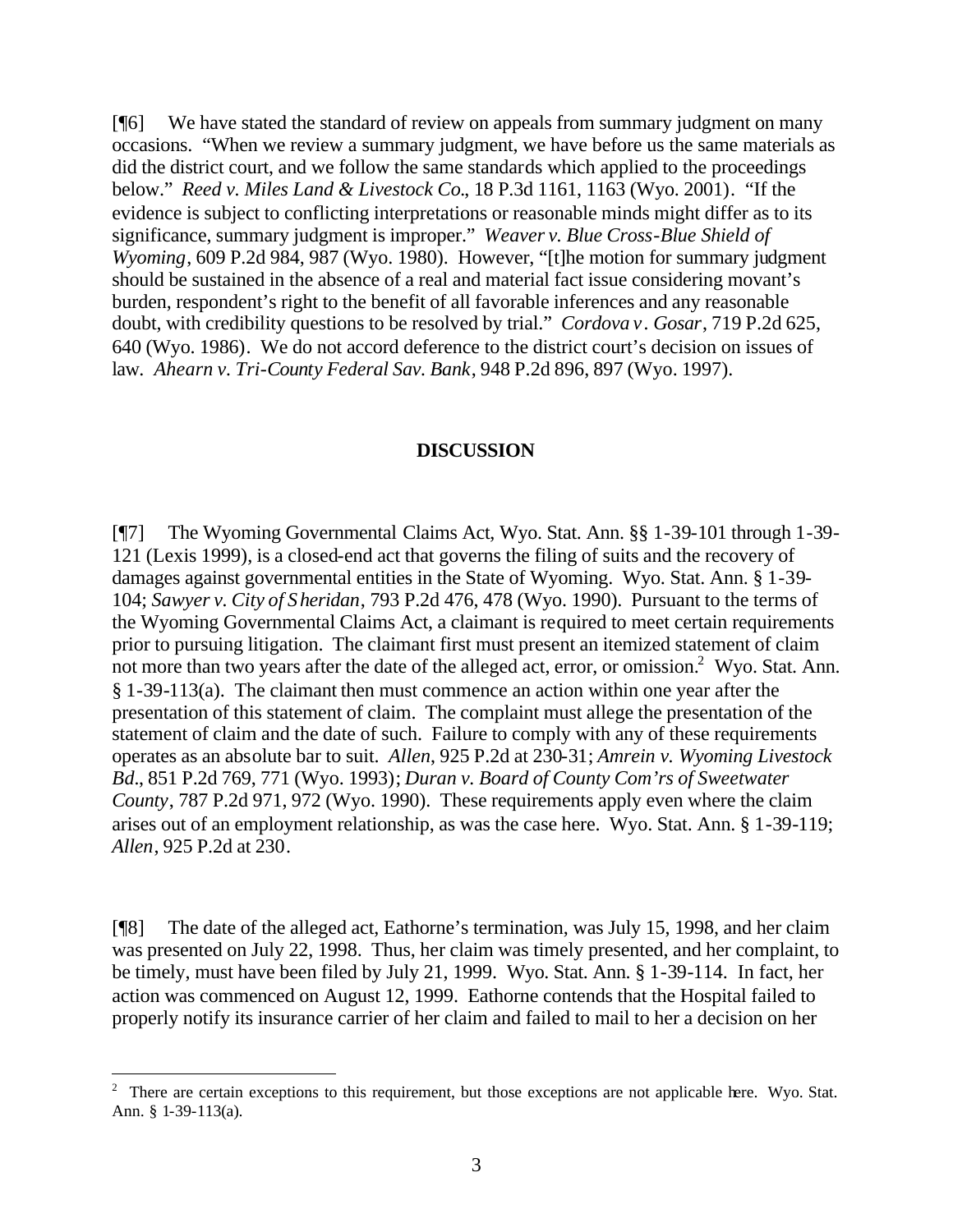[¶6] We have stated the standard of review on appeals from summary judgment on many occasions. "When we review a summary judgment, we have before us the same materials as did the district court, and we follow the same standards which applied to the proceedings below." *Reed v. Miles Land & Livestock Co.*, 18 P.3d 1161, 1163 (Wyo. 2001). "If the evidence is subject to conflicting interpretations or reasonable minds might differ as to its significance, summary judgment is improper." *Weaver v. Blue Cross-Blue Shield of Wyoming*, 609 P.2d 984, 987 (Wyo. 1980). However, "[t]he motion for summary judgment should be sustained in the absence of a real and material fact issue considering movant's burden, respondent's right to the benefit of all favorable inferences and any reasonable doubt, with credibility questions to be resolved by trial." *Cordova v. Gosar*, 719 P.2d 625, 640 (Wyo. 1986). We do not accord deference to the district court's decision on issues of law. *Ahearn v. Tri-County Federal Sav. Bank*, 948 P.2d 896, 897 (Wyo. 1997).

## DISCUSSION

[¶7] The Wyoming Governmental Claims Act, Wyo. Stat. Ann. §§ 1-39-101 through 1-39-121 (Lexis 1999), is a closed-end act that governs the filing of suits and the recovery of damages against governmental entities in the State of Wyoming. Wyo. Stat. Ann. § 1-39-104; *Sawyer v. City of Sheridan*, 793 P.2d 476, 478 (Wyo. 1990). Pursuant to the terms of the Wyoming Governmental Claims Act, a claimant is required to meet certain requirements prior to pursuing litigation. The claimant first must present an itemized statement of claim not more than two years after the date of the alleged act, error, or omission.[2] Wyo. Stat. Ann. § 1-39-113(a). The claimant then must commence an action within one year after the presentation of this statement of claim. The complaint must allege the presentation of the statement of claim and the date of such. Failure to comply with any of these requirements operates as an absolute bar to suit. *Allen*, 925 P.2d at 230-31; *Amrein v. Wyoming Livestock Bd.*, 851 P.2d 769, 771 (Wyo. 1993); *Duran v. Board of County Com'rs of Sweetwater County*, 787 P.2d 971, 972 (Wyo. 1990). These requirements apply even where the claim arises out of an employment relationship, as was the case here. Wyo. Stat. Ann. § 1-39-119; *Allen*, 925 P.2d at 230.

[¶8] The date of the alleged act, Eathorne's termination, was July 15, 1998, and her claim was presented on July 22, 1998. Thus, her claim was timely presented, and her complaint, to be timely, must have been filed by July 21, 1999. Wyo. Stat. Ann. § 1-39-114. In fact, her action was commenced on August 12, 1999. Eathorne contends that the Hospital failed to properly notify its insurance carrier of her claim and failed to mail to her a decision on her

---

[2] There are certain exceptions to this requirement, but those exceptions are not applicable here. Wyo. Stat. Ann. § 1-39-113(a).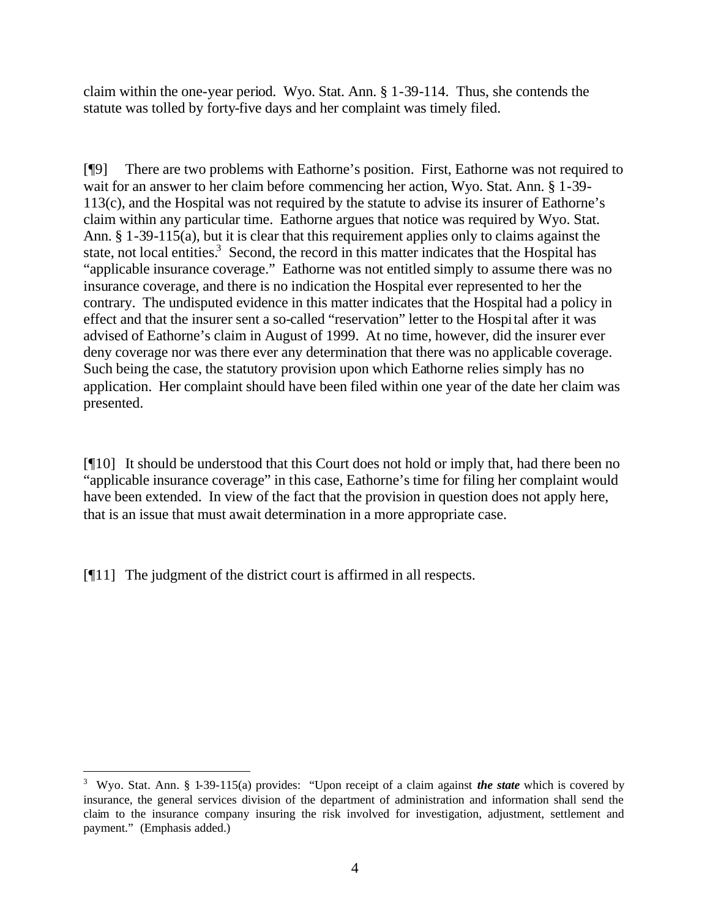claim within the one-year period. Wyo. Stat. Ann. § 1-39-114. Thus, she contends the statute was tolled by forty-five days and her complaint was timely filed.

[¶9] There are two problems with Eathorne's position. First, Eathorne was not required to wait for an answer to her claim before commencing her action, Wyo. Stat. Ann. § 1-39-113(c), and the Hospital was not required by the statute to advise its insurer of Eathorne's claim within any particular time. Eathorne argues that notice was required by Wyo. Stat. Ann. § 1-39-115(a), but it is clear that this requirement applies only to claims against the state, not local entities.[3] Second, the record in this matter indicates that the Hospital has "applicable insurance coverage." Eathorne was not entitled simply to assume there was no insurance coverage, and there is no indication the Hospital ever represented to her the contrary. The undisputed evidence in this matter indicates that the Hospital had a policy in effect and that the insurer sent a so-called "reservation" letter to the Hospital after it was advised of Eathorne's claim in August of 1999. At no time, however, did the insurer ever deny coverage nor was there ever any determination that there was no applicable coverage. Such being the case, the statutory provision upon which Eathorne relies simply has no application. Her complaint should have been filed within one year of the date her claim was presented.

[¶10] It should be understood that this Court does not hold or imply that, had there been no "applicable insurance coverage" in this case, Eathorne's time for filing her complaint would have been extended. In view of the fact that the provision in question does not apply here, that is an issue that must await determination in a more appropriate case.

[¶11] The judgment of the district court is affirmed in all respects.

---

[3] Wyo. Stat. Ann. § 1-39-115(a) provides: "Upon receipt of a claim against ***the state*** which is covered by insurance, the general services division of the department of administration and information shall send the claim to the insurance company insuring the risk involved for investigation, adjustment, settlement and payment." (Emphasis added.)